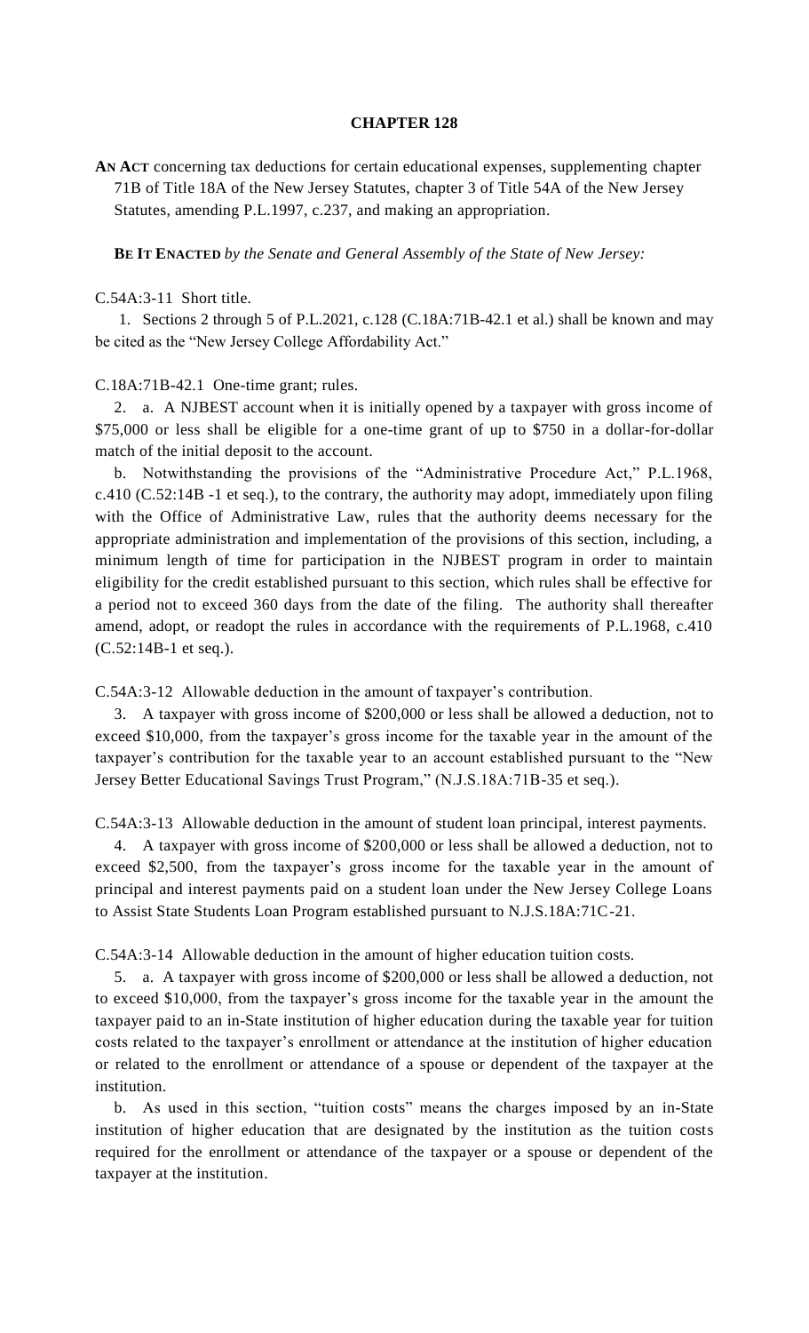# CHAPTER 128

**AN ACT** concerning tax deductions for certain educational expenses, supplementing chapter 71B of Title 18A of the New Jersey Statutes, chapter 3 of Title 54A of the New Jersey Statutes, amending P.L.1997, c.237, and making an appropriation.

**BE IT ENACTED** *by the Senate and General Assembly of the State of New Jersey:*

C.54A:3-11 Short title.

1. Sections 2 through 5 of P.L.2021, c.128 (C.18A:71B-42.1 et al.) shall be known and may be cited as the "New Jersey College Affordability Act."

C.18A:71B-42.1 One-time grant; rules.

2. a. A NJBEST account when it is initially opened by a taxpayer with gross income of $75,000 or less shall be eligible for a one-time grant of up to $750 in a dollar-for-dollar match of the initial deposit to the account.

b. Notwithstanding the provisions of the "Administrative Procedure Act," P.L.1968, c.410 (C.52:14B -1 et seq.), to the contrary, the authority may adopt, immediately upon filing with the Office of Administrative Law, rules that the authority deems necessary for the appropriate administration and implementation of the provisions of this section, including, a minimum length of time for participation in the NJBEST program in order to maintain eligibility for the credit established pursuant to this section, which rules shall be effective for a period not to exceed 360 days from the date of the filing. The authority shall thereafter amend, adopt, or readopt the rules in accordance with the requirements of P.L.1968, c.410 (C.52:14B-1 et seq.).

C.54A:3-12 Allowable deduction in the amount of taxpayer's contribution.

3. A taxpayer with gross income of $200,000 or less shall be allowed a deduction, not to exceed $10,000, from the taxpayer's gross income for the taxable year in the amount of the taxpayer's contribution for the taxable year to an account established pursuant to the "New Jersey Better Educational Savings Trust Program," (N.J.S.18A:71B-35 et seq.).

C.54A:3-13 Allowable deduction in the amount of student loan principal, interest payments.

4. A taxpayer with gross income of $200,000 or less shall be allowed a deduction, not to exceed $2,500, from the taxpayer's gross income for the taxable year in the amount of principal and interest payments paid on a student loan under the New Jersey College Loans to Assist State Students Loan Program established pursuant to N.J.S.18A:71C-21.

C.54A:3-14 Allowable deduction in the amount of higher education tuition costs.

5. a. A taxpayer with gross income of $200,000 or less shall be allowed a deduction, not to exceed $10,000, from the taxpayer's gross income for the taxable year in the amount the taxpayer paid to an in-State institution of higher education during the taxable year for tuition costs related to the taxpayer's enrollment or attendance at the institution of higher education or related to the enrollment or attendance of a spouse or dependent of the taxpayer at the institution.

b. As used in this section, "tuition costs" means the charges imposed by an in-State institution of higher education that are designated by the institution as the tuition costs required for the enrollment or attendance of the taxpayer or a spouse or dependent of the taxpayer at the institution.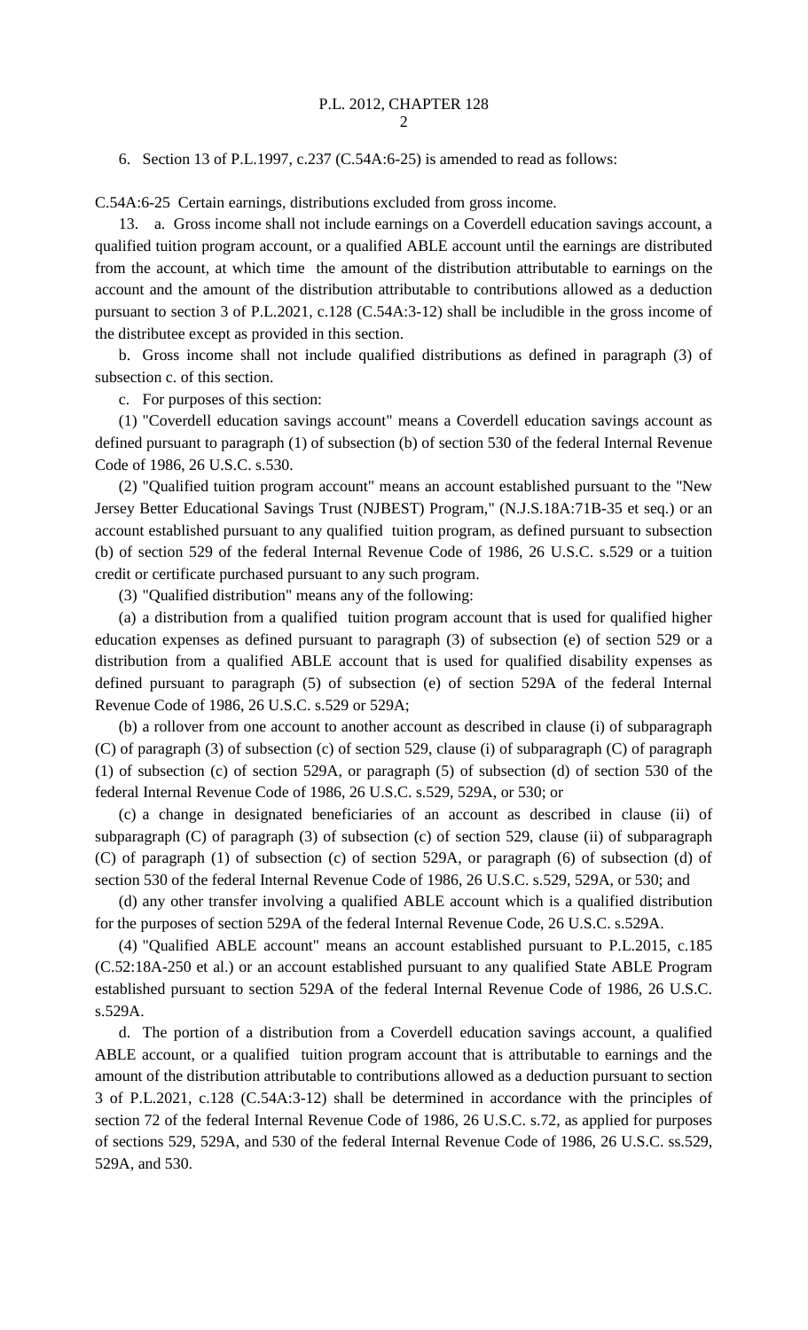6. Section 13 of P.L.1997, c.237 (C.54A:6-25) is amended to read as follows:

C.54A:6-25 Certain earnings, distributions excluded from gross income.

13. a. Gross income shall not include earnings on a Coverdell education savings account, a qualified tuition program account, or a qualified ABLE account until the earnings are distributed from the account, at which time the amount of the distribution attributable to earnings on the account and the amount of the distribution attributable to contributions allowed as a deduction pursuant to section 3 of P.L.2021, c.128 (C.54A:3-12) shall be includible in the gross income of the distributee except as provided in this section.

b. Gross income shall not include qualified distributions as defined in paragraph (3) of subsection c. of this section.

c. For purposes of this section:

(1) "Coverdell education savings account" means a Coverdell education savings account as defined pursuant to paragraph (1) of subsection (b) of section 530 of the federal Internal Revenue Code of 1986, 26 U.S.C. s.530.

(2) "Qualified tuition program account" means an account established pursuant to the "New Jersey Better Educational Savings Trust (NJBEST) Program," (N.J.S.18A:71B-35 et seq.) or an account established pursuant to any qualified tuition program, as defined pursuant to subsection (b) of section 529 of the federal Internal Revenue Code of 1986, 26 U.S.C. s.529 or a tuition credit or certificate purchased pursuant to any such program.

(3) "Qualified distribution" means any of the following:

(a) a distribution from a qualified tuition program account that is used for qualified higher education expenses as defined pursuant to paragraph (3) of subsection (e) of section 529 or a distribution from a qualified ABLE account that is used for qualified disability expenses as defined pursuant to paragraph (5) of subsection (e) of section 529A of the federal Internal Revenue Code of 1986, 26 U.S.C. s.529 or 529A;

(b) a rollover from one account to another account as described in clause (i) of subparagraph (C) of paragraph (3) of subsection (c) of section 529, clause (i) of subparagraph (C) of paragraph (1) of subsection (c) of section 529A, or paragraph (5) of subsection (d) of section 530 of the federal Internal Revenue Code of 1986, 26 U.S.C. s.529, 529A, or 530; or

(c) a change in designated beneficiaries of an account as described in clause (ii) of subparagraph (C) of paragraph (3) of subsection (c) of section 529, clause (ii) of subparagraph (C) of paragraph (1) of subsection (c) of section 529A, or paragraph (6) of subsection (d) of section 530 of the federal Internal Revenue Code of 1986, 26 U.S.C. s.529, 529A, or 530; and

(d) any other transfer involving a qualified ABLE account which is a qualified distribution for the purposes of section 529A of the federal Internal Revenue Code, 26 U.S.C. s.529A.

(4) "Qualified ABLE account" means an account established pursuant to P.L.2015, c.185 (C.52:18A-250 et al.) or an account established pursuant to any qualified State ABLE Program established pursuant to section 529A of the federal Internal Revenue Code of 1986, 26 U.S.C. s.529A.

d. The portion of a distribution from a Coverdell education savings account, a qualified ABLE account, or a qualified tuition program account that is attributable to earnings and the amount of the distribution attributable to contributions allowed as a deduction pursuant to section 3 of P.L.2021, c.128 (C.54A:3-12) shall be determined in accordance with the principles of section 72 of the federal Internal Revenue Code of 1986, 26 U.S.C. s.72, as applied for purposes of sections 529, 529A, and 530 of the federal Internal Revenue Code of 1986, 26 U.S.C. ss.529, 529A, and 530.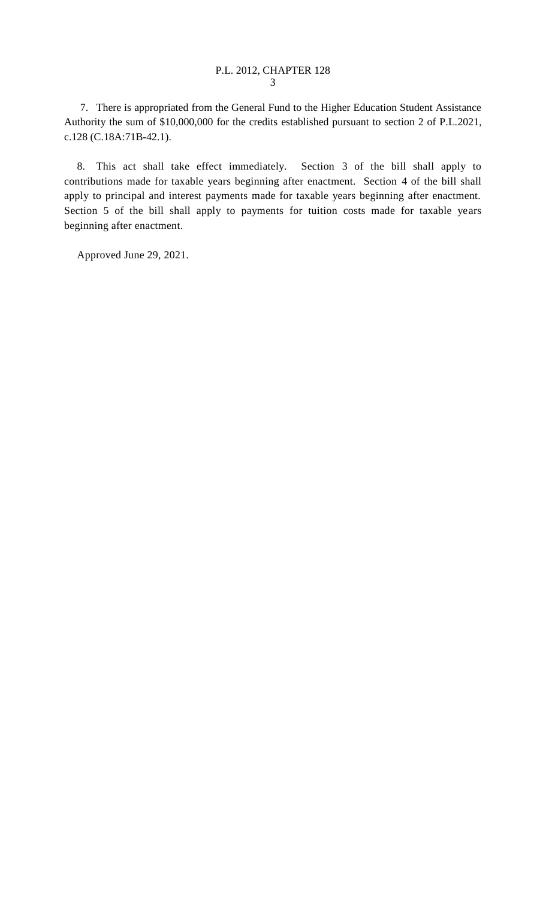7. There is appropriated from the General Fund to the Higher Education Student Assistance Authority the sum of $10,000,000 for the credits established pursuant to section 2 of P.L.2021, c.128 (C.18A:71B-42.1).

8. This act shall take effect immediately. Section 3 of the bill shall apply to contributions made for taxable years beginning after enactment. Section 4 of the bill shall apply to principal and interest payments made for taxable years beginning after enactment. Section 5 of the bill shall apply to payments for tuition costs made for taxable years beginning after enactment.

Approved June 29, 2021.